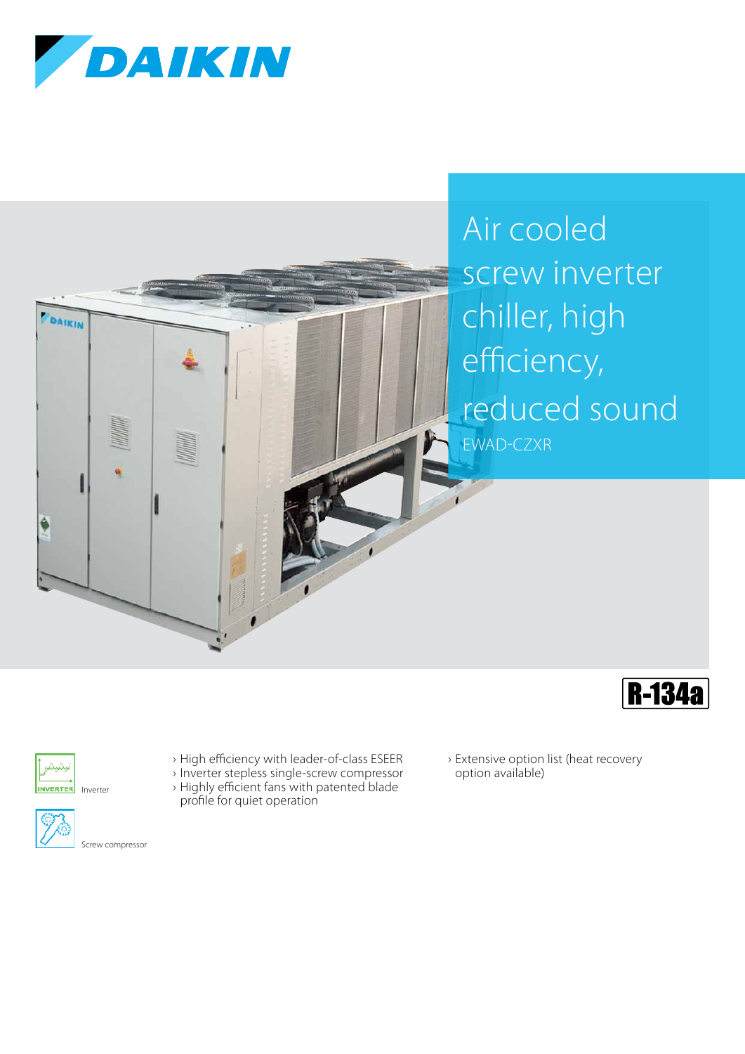DAIKIN

# Air cooled screw inverter chiller, high efficiency, reduced sound

EWAD-CZXR

R-134a

Inverter

Screw compressor

- High efficiency with leader-of-class ESEER
- Inverter stepless single-screw compressor
- Highly efficient fans with patented blade profile for quiet operation
- Extensive option list (heat recovery option available)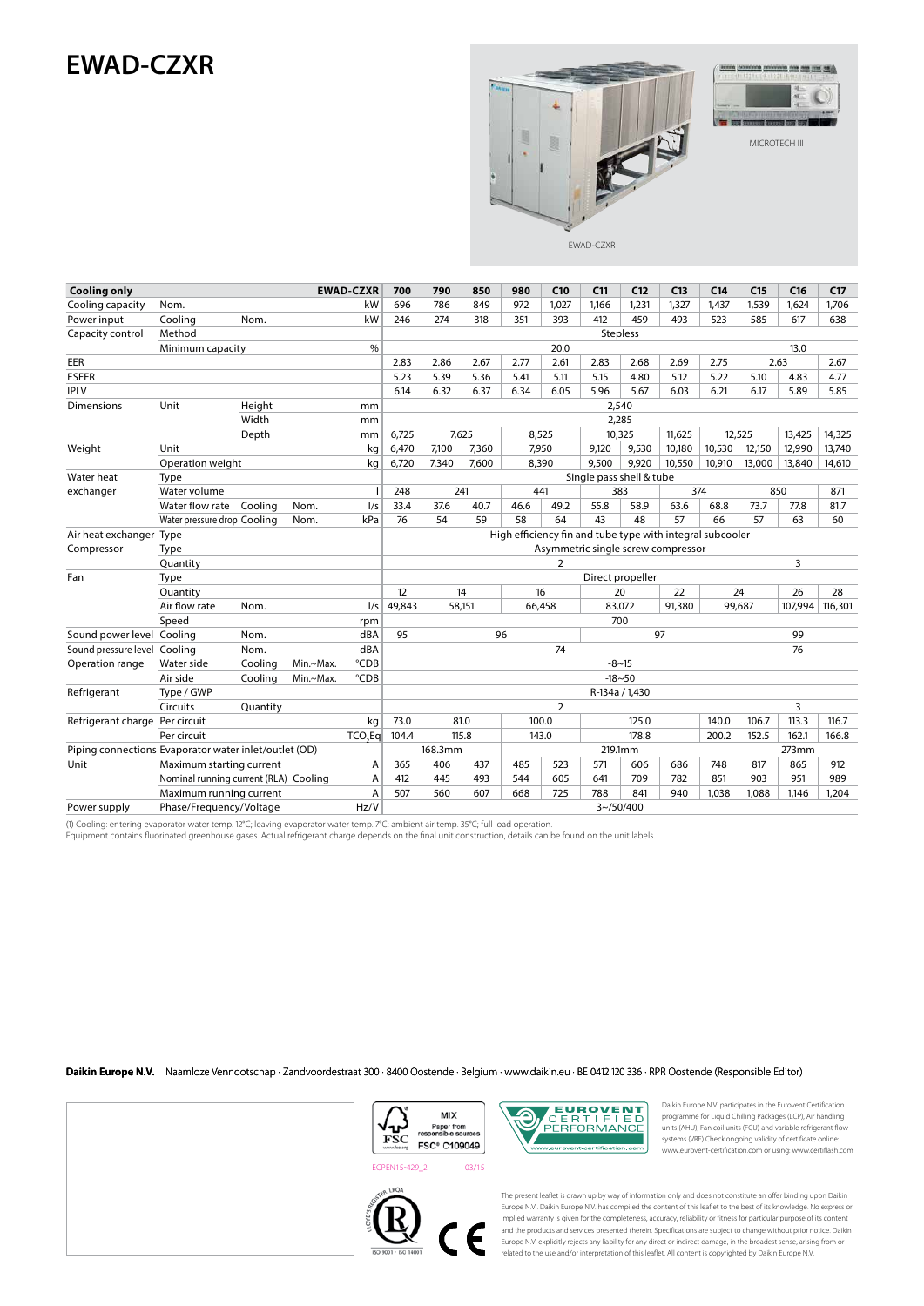# EWAD-CZXR

MICROTECH III

EWAD-CZXR

| Cooling only | | | | EWAD-CZXR | 700 | 790 | 850 | 980 | C10 | C11 | C12 | C13 | C14 | C15 | C16 | C17 |
|---|---|---|---|---|---|---|---|---|---|---|---|---|---|---|---|---|
| Cooling capacity | Nom. | | | kW | 696 | 786 | 849 | 972 | 1,027 | 1,166 | 1,231 | 1,327 | 1,437 | 1,539 | 1,624 | 1,706 |
| Power input | Cooling | Nom. | | kW | 246 | 274 | 318 | 351 | 393 | 412 | 459 | 493 | 523 | 585 | 617 | 638 |
| Capacity control | Method | | | | Stepless | | | | | | | | | | | |
| | Minimum capacity | | | % | 20.0 | | | | | | | | | 13.0 | | |
| EER | | | | | 2.83 | 2.86 | 2.67 | 2.77 | 2.61 | 2.83 | 2.68 | 2.69 | 2.75 | 2.63 | | 2.67 |
| ESEER | | | | | 5.23 | 5.39 | 5.36 | 5.41 | 5.11 | 5.15 | 4.80 | 5.12 | 5.22 | 5.10 | 4.83 | 4.77 |
| IPLV | | | | | 6.14 | 6.32 | 6.37 | 6.34 | 6.05 | 5.96 | 5.67 | 6.03 | 6.21 | 6.17 | 5.89 | 5.85 |
| Dimensions | Unit | Height | | mm | 2,540 | | | | | | | | | | | |
| | | Width | | mm | 2,285 | | | | | | | | | | | |
| | | Depth | | mm | 6,725 | 7,625 | | 8,525 | | 10,325 | | 11,625 | 12,525 | | 13,425 | 14,325 |
| Weight | Unit | | | kg | 6,470 | 7,100 | 7,360 | 7,950 | | 9,120 | 9,530 | 10,180 | 10,530 | 12,150 | 12,990 | 13,740 |
| | Operation weight | | | kg | 6,720 | 7,340 | 7,600 | 8,390 | | 9,500 | 9,920 | 10,550 | 10,910 | 13,000 | 13,840 | 14,610 |
| Water heat exchanger | Type | | | | Single pass shell & tube | | | | | | | | | | | |
| | Water volume | | | l | 248 | 241 | | 441 | | 383 | | 374 | | 850 | | 871 |
| | Water flow rate | Cooling | Nom. | l/s | 33.4 | 37.6 | 40.7 | 46.6 | 49.2 | 55.8 | 58.9 | 63.6 | 68.8 | 73.7 | 77.8 | 81.7 |
| | Water pressure drop | Cooling | Nom. | kPa | 76 | 54 | 59 | 58 | 64 | 43 | 48 | 57 | 66 | 57 | 63 | 60 |
| Air heat exchanger | Type | | | | High efficiency fin and tube type with integral subcooler | | | | | | | | | | | |
| Compressor | Type | | | | Asymmetric single screw compressor | | | | | | | | | | | |
| | Quantity | | | | 2 | | | | | | | | | 3 | | |
| Fan | Type | | | | Direct propeller | | | | | | | | | | | |
| | Quantity | | | | 12 | 14 | | 16 | | 20 | | 22 | 24 | | 26 | 28 |
| | Air flow rate | Nom. | | l/s | 49,843 | 58,151 | | 66,458 | | 83,072 | | 91,380 | 99,687 | | 107,994 | 116,301 |
| | Speed | | | rpm | 700 | | | | | | | | | | | |
| Sound power level | Cooling | Nom. | | dBA | 95 | 96 | | | | 97 | | | | 99 | | |
| Sound pressure level | Cooling | Nom. | | dBA | 74 | | | | | | | | | 76 | | |
| Operation range | Water side | Cooling | Min.~Max. | °CDB | -8~15 | | | | | | | | | | | |
| | Air side | Cooling | Min.~Max. | °CDB | -18~50 | | | | | | | | | | | |
| Refrigerant | Type / GWP | | | | R-134a / 1,430 | | | | | | | | | | | |
| | Circuits | Quantity | | | 2 | | | | | | | | | 3 | | |
| Refrigerant charge | Per circuit | | | kg | 73.0 | 81.0 | | 100.0 | | 125.0 | | | 140.0 | 106.7 | 113.3 | 116.7 |
| | Per circuit | | | $TCO_2Eq$ | 104.4 | 115.8 | | 143.0 | | 178.8 | | | 200.2 | 152.5 | 162.1 | 166.8 |
| Piping connections | Evaporator water inlet/outlet (OD) | | | | 168.3mm | | | 219.1mm | | | | | | 273mm | | |
| Unit | Maximum starting current | | | A | 365 | 406 | 437 | 485 | 523 | 571 | 606 | 686 | 748 | 817 | 865 | 912 |
| | Nominal running current (RLA) | Cooling | | A | 412 | 445 | 493 | 544 | 605 | 641 | 709 | 782 | 851 | 903 | 951 | 989 |
| | Maximum running current | | | A | 507 | 560 | 607 | 668 | 725 | 788 | 841 | 940 | 1,038 | 1,088 | 1,146 | 1,204 |
| Power supply | Phase/Frequency/Voltage | | | Hz/V | 3~/50/400 | | | | | | | | | | | |

(1) Cooling: entering evaporator water temp. 12°C; leaving evaporator water temp. 7°C; ambient air temp. 35°C; full load operation.
Equipment contains fluorinated greenhouse gases. Actual refrigerant charge depends on the final unit construction, details can be found on the unit labels.

**Daikin Europe N.V.** Naamloze Vennootschap · Zandvoordestraat 300 · 8400 Oostende · Belgium · www.daikin.eu · BE 0412 120 336 · RPR Oostende (Responsible Editor)

MIX Paper from responsible sources FSC® C109049

ECPEN15-429_2 03/15

EUROVENT CERTIFIED PERFORMANCE www.eurovent-certification.com

Daikin Europe N.V. participates in the Eurovent Certification programme for Liquid Chilling Packages (LCP), Air handling units (AHU), Fan coil units (FCU) and variable refrigerant flow systems (VRF) Check ongoing validity of certificate online: www.eurovent-certification.com or using: www.certiflash.com

The present leaflet is drawn up by way of information only and does not constitute an offer binding upon Daikin Europe N.V.. Daikin Europe N.V. has compiled the content of this leaflet to the best of its knowledge. No express or implied warranty is given for the completeness, accuracy, reliability or fitness for particular purpose of its content and the products and services presented therein. Specifications are subject to change without prior notice. Daikin Europe N.V. explicitly rejects any liability for any direct or indirect damage, in the broadest sense, arising from or related to the use and/or interpretation of this leaflet. All content is copyrighted by Daikin Europe N.V.